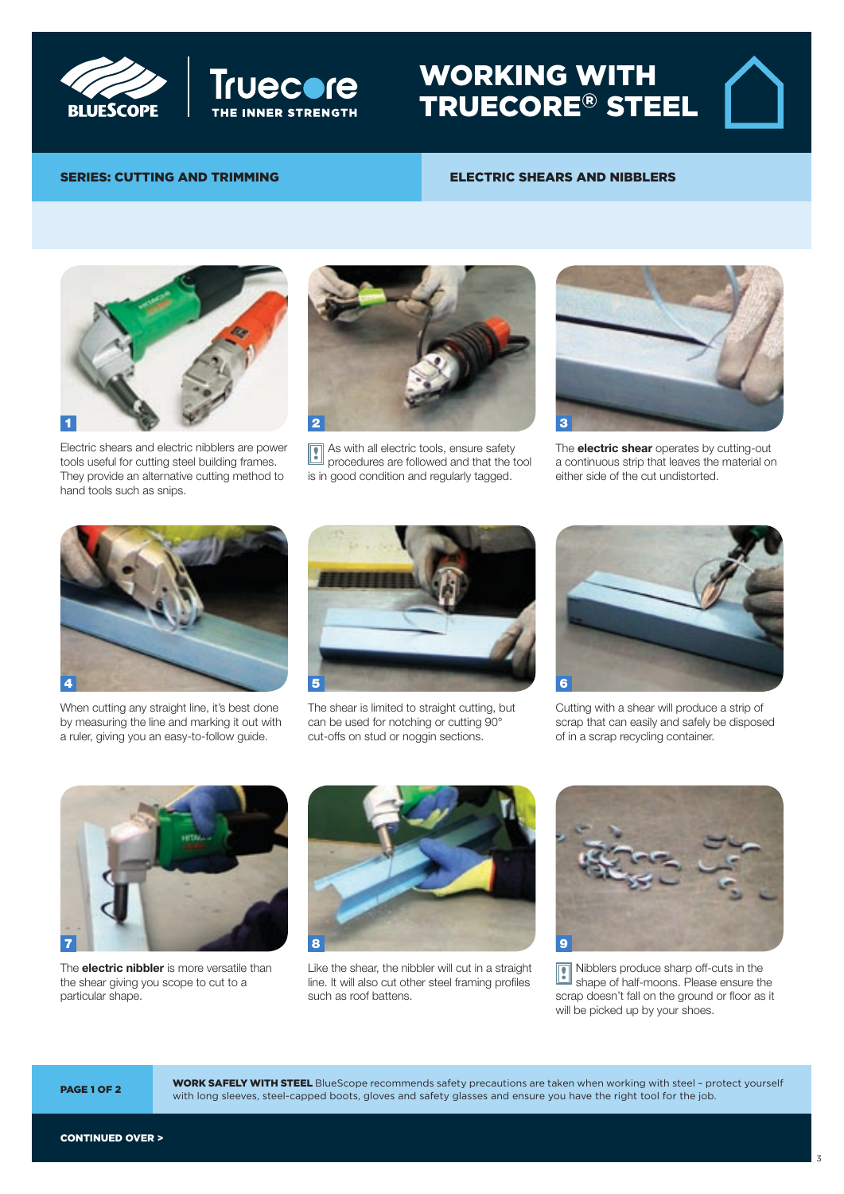# WORKING WITH TRUECORE® STEEL

**SERIES: CUTTING AND TRIMMING**

**ELECTRIC SHEARS AND NIBBLERS**

1

Electric shears and electric nibblers are power tools useful for cutting steel building frames. They provide an alternative cutting method to hand tools such as snips.

2

As with all electric tools, ensure safety procedures are followed and that the tool is in good condition and regularly tagged.

3

The **electric shear** operates by cutting-out a continuous strip that leaves the material on either side of the cut undistorted.

4

When cutting any straight line, it's best done by measuring the line and marking it out with a ruler, giving you an easy-to-follow guide.

5

The shear is limited to straight cutting, but can be used for notching or cutting 90° cut-offs on stud or noggin sections.

6

Cutting with a shear will produce a strip of scrap that can easily and safely be disposed of in a scrap recycling container.

7

The **electric nibbler** is more versatile than the shear giving you scope to cut to a particular shape.

8

Like the shear, the nibbler will cut in a straight line. It will also cut other steel framing profiles such as roof battens.

9

Nibblers produce sharp off-cuts in the shape of half-moons. Please ensure the scrap doesn't fall on the ground or floor as it will be picked up by your shoes.

**WORK SAFELY WITH STEEL** BlueScope recommends safety precautions are taken when working with steel – protect yourself with long sleeves, steel-capped boots, gloves and safety glasses and ensure you have the right tool for the job.

**CONTINUED OVER >**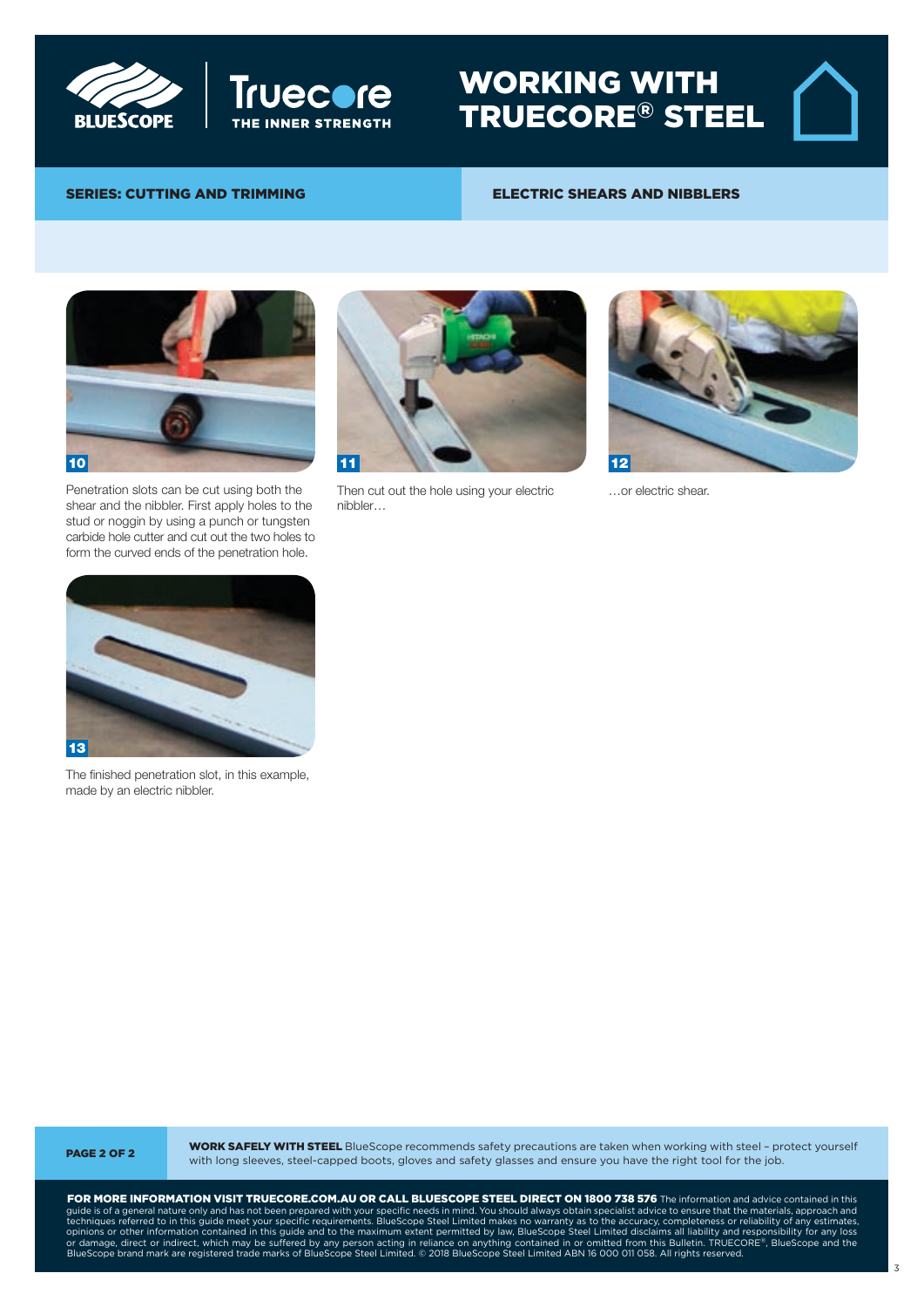# WORKING WITH TRUECORE® STEEL

**SERIES: CUTTING AND TRIMMING**

**ELECTRIC SHEARS AND NIBBLERS**

10

Penetration slots can be cut using both the shear and the nibbler. First apply holes to the stud or noggin by using a punch or tungsten carbide hole cutter and cut out the two holes to form the curved ends of the penetration hole.

11

Then cut out the hole using your electric nibbler…

12

…or electric shear.

13

The finished penetration slot, in this example, made by an electric nibbler.

**WORK SAFELY WITH STEEL** BlueScope recommends safety precautions are taken when working with steel – protect yourself with long sleeves, steel-capped boots, gloves and safety glasses and ensure you have the right tool for the job.

**FOR MORE INFORMATION VISIT TRUECORE.COM.AU OR CALL BLUESCOPE STEEL DIRECT ON 1800 738 576** The information and advice contained in this guide is of a general nature only and has not been prepared with your specific needs in mind. You should always obtain specialist advice to ensure that the materials, approach and techniques referred to in this guide meet your specific requirements. BlueScope Steel Limited makes no warranty as to the accuracy, completeness or reliability of any estimates, opinions or other information contained in this guide and to the maximum extent permitted by law, BlueScope Steel Limited disclaims all liability and responsibility for any loss or damage, direct or indirect, which may be suffered by any person acting in reliance on anything contained in or omitted from this Bulletin. TRUECORE®, BlueScope and the BlueScope brand mark are registered trade marks of BlueScope Steel Limited. © 2018 BlueScope Steel Limited ABN 16 000 011 058. All rights reserved.